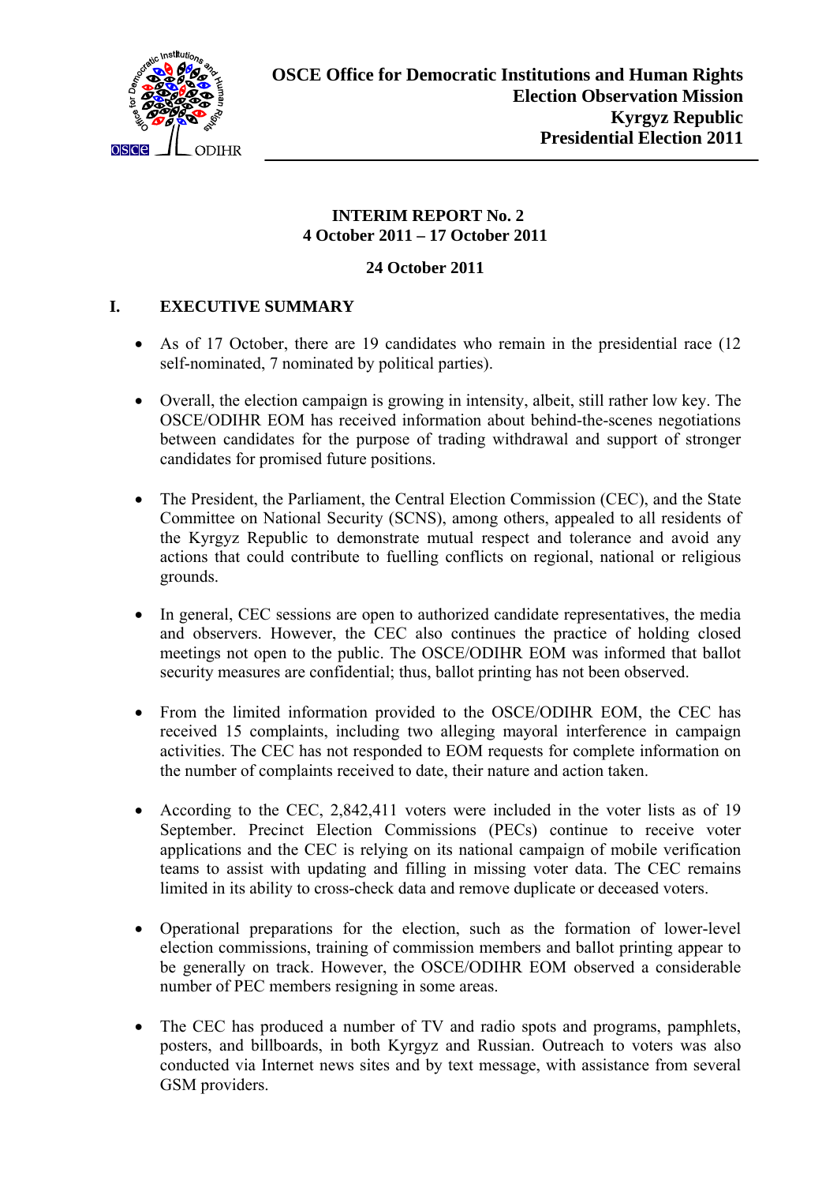**OSCE Office for Democratic Institutions and Human Rights**
**Election Observation Mission**
**Kyrgyz Republic**
**Presidential Election 2011**

**INTERIM REPORT No. 2**
**4 October 2011 – 17 October 2011**

**24 October 2011**

# I. EXECUTIVE SUMMARY

- As of 17 October, there are 19 candidates who remain in the presidential race (12 self-nominated, 7 nominated by political parties).

- Overall, the election campaign is growing in intensity, albeit, still rather low key. The OSCE/ODIHR EOM has received information about behind-the-scenes negotiations between candidates for the purpose of trading withdrawal and support of stronger candidates for promised future positions.

- The President, the Parliament, the Central Election Commission (CEC), and the State Committee on National Security (SCNS), among others, appealed to all residents of the Kyrgyz Republic to demonstrate mutual respect and tolerance and avoid any actions that could contribute to fuelling conflicts on regional, national or religious grounds.

- In general, CEC sessions are open to authorized candidate representatives, the media and observers. However, the CEC also continues the practice of holding closed meetings not open to the public. The OSCE/ODIHR EOM was informed that ballot security measures are confidential; thus, ballot printing has not been observed.

- From the limited information provided to the OSCE/ODIHR EOM, the CEC has received 15 complaints, including two alleging mayoral interference in campaign activities. The CEC has not responded to EOM requests for complete information on the number of complaints received to date, their nature and action taken.

- According to the CEC, 2,842,411 voters were included in the voter lists as of 19 September. Precinct Election Commissions (PECs) continue to receive voter applications and the CEC is relying on its national campaign of mobile verification teams to assist with updating and filling in missing voter data. The CEC remains limited in its ability to cross-check data and remove duplicate or deceased voters.

- Operational preparations for the election, such as the formation of lower-level election commissions, training of commission members and ballot printing appear to be generally on track. However, the OSCE/ODIHR EOM observed a considerable number of PEC members resigning in some areas.

- The CEC has produced a number of TV and radio spots and programs, pamphlets, posters, and billboards, in both Kyrgyz and Russian. Outreach to voters was also conducted via Internet news sites and by text message, with assistance from several GSM providers.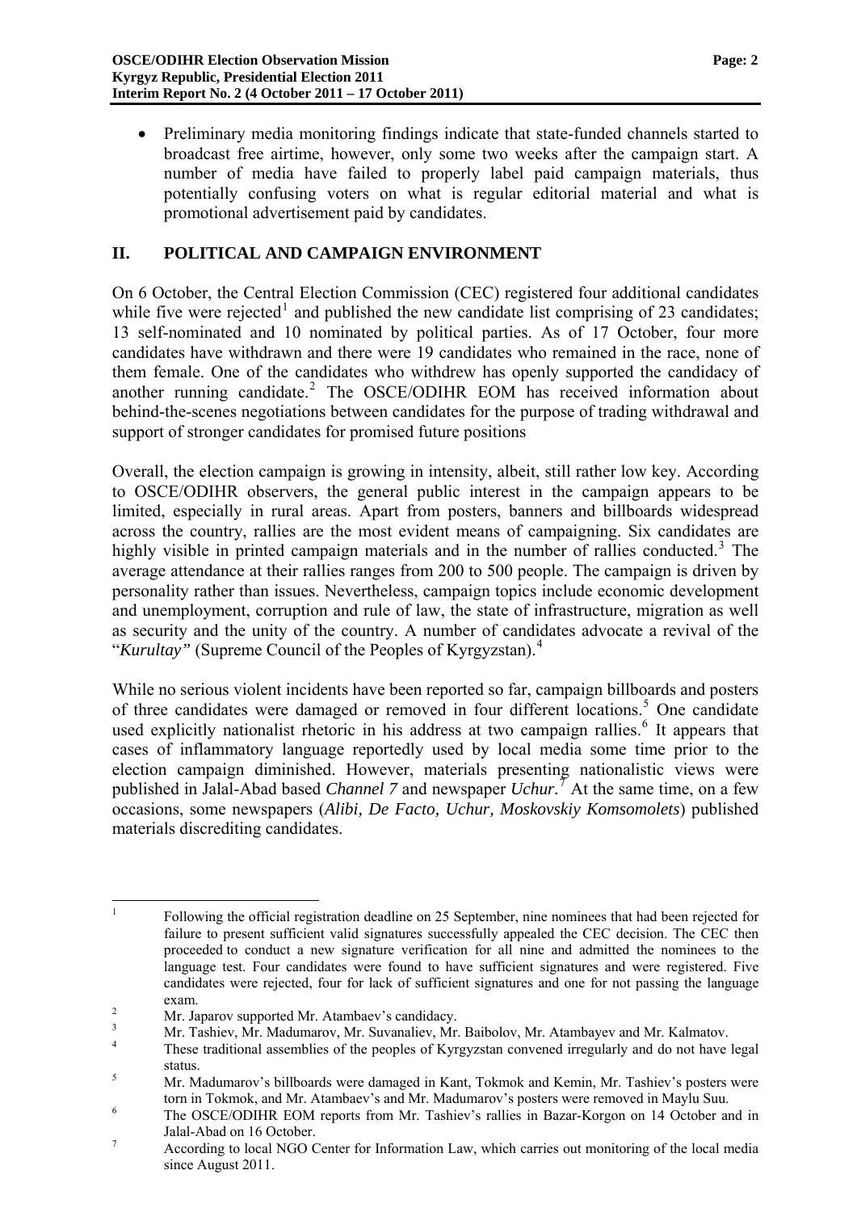- Preliminary media monitoring findings indicate that state-funded channels started to broadcast free airtime, however, only some two weeks after the campaign start. A number of media have failed to properly label paid campaign materials, thus potentially confusing voters on what is regular editorial material and what is promotional advertisement paid by candidates.

## II. POLITICAL AND CAMPAIGN ENVIRONMENT

On 6 October, the Central Election Commission (CEC) registered four additional candidates while five were rejected[1] and published the new candidate list comprising of 23 candidates; 13 self-nominated and 10 nominated by political parties. As of 17 October, four more candidates have withdrawn and there were 19 candidates who remained in the race, none of them female. One of the candidates who withdrew has openly supported the candidacy of another running candidate.[2] The OSCE/ODIHR EOM has received information about behind-the-scenes negotiations between candidates for the purpose of trading withdrawal and support of stronger candidates for promised future positions

Overall, the election campaign is growing in intensity, albeit, still rather low key. According to OSCE/ODIHR observers, the general public interest in the campaign appears to be limited, especially in rural areas. Apart from posters, banners and billboards widespread across the country, rallies are the most evident means of campaigning. Six candidates are highly visible in printed campaign materials and in the number of rallies conducted.[3] The average attendance at their rallies ranges from 200 to 500 people. The campaign is driven by personality rather than issues. Nevertheless, campaign topics include economic development and unemployment, corruption and rule of law, the state of infrastructure, migration as well as security and the unity of the country. A number of candidates advocate a revival of the "*Kurultay"* (Supreme Council of the Peoples of Kyrgyzstan).[4]

While no serious violent incidents have been reported so far, campaign billboards and posters of three candidates were damaged or removed in four different locations.[5] One candidate used explicitly nationalist rhetoric in his address at two campaign rallies.[6] It appears that cases of inflammatory language reportedly used by local media some time prior to the election campaign diminished. However, materials presenting nationalistic views were published in Jalal-Abad based *Channel 7* and newspaper *Uchur.*[7] At the same time, on a few occasions, some newspapers (*Alibi, De Facto, Uchur, Moskovskiy Komsomolets*) published materials discrediting candidates.

---

[1] Following the official registration deadline on 25 September, nine nominees that had been rejected for failure to present sufficient valid signatures successfully appealed the CEC decision. The CEC then proceeded to conduct a new signature verification for all nine and admitted the nominees to the language test. Four candidates were found to have sufficient signatures and were registered. Five candidates were rejected, four for lack of sufficient signatures and one for not passing the language exam.

[2] Mr. Japarov supported Mr. Atambaev's candidacy.

[3] Mr. Tashiev, Mr. Madumarov, Mr. Suvanaliev, Mr. Baibolov, Mr. Atambayev and Mr. Kalmatov.

[4] These traditional assemblies of the peoples of Kyrgyzstan convened irregularly and do not have legal status.

[5] Mr. Madumarov's billboards were damaged in Kant, Tokmok and Kemin, Mr. Tashiev's posters were torn in Tokmok, and Mr. Atambaev's and Mr. Madumarov's posters were removed in Maylu Suu.

[6] The OSCE/ODIHR EOM reports from Mr. Tashiev's rallies in Bazar-Korgon on 14 October and in Jalal-Abad on 16 October.

[7] According to local NGO Center for Information Law, which carries out monitoring of the local media since August 2011.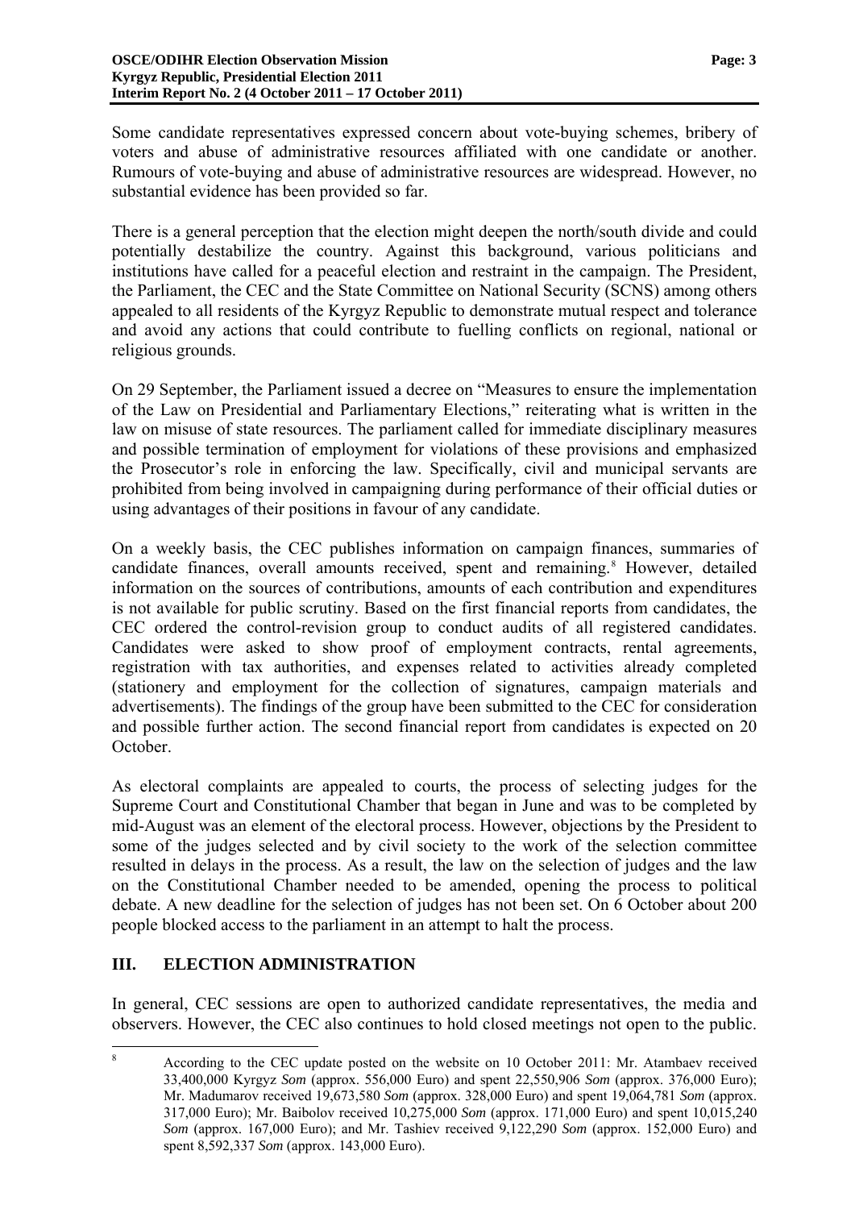Some candidate representatives expressed concern about vote-buying schemes, bribery of voters and abuse of administrative resources affiliated with one candidate or another. Rumours of vote-buying and abuse of administrative resources are widespread. However, no substantial evidence has been provided so far.

There is a general perception that the election might deepen the north/south divide and could potentially destabilize the country. Against this background, various politicians and institutions have called for a peaceful election and restraint in the campaign. The President, the Parliament, the CEC and the State Committee on National Security (SCNS) among others appealed to all residents of the Kyrgyz Republic to demonstrate mutual respect and tolerance and avoid any actions that could contribute to fuelling conflicts on regional, national or religious grounds.

On 29 September, the Parliament issued a decree on "Measures to ensure the implementation of the Law on Presidential and Parliamentary Elections," reiterating what is written in the law on misuse of state resources. The parliament called for immediate disciplinary measures and possible termination of employment for violations of these provisions and emphasized the Prosecutor's role in enforcing the law. Specifically, civil and municipal servants are prohibited from being involved in campaigning during performance of their official duties or using advantages of their positions in favour of any candidate.

On a weekly basis, the CEC publishes information on campaign finances, summaries of candidate finances, overall amounts received, spent and remaining.[8] However, detailed information on the sources of contributions, amounts of each contribution and expenditures is not available for public scrutiny. Based on the first financial reports from candidates, the CEC ordered the control-revision group to conduct audits of all registered candidates. Candidates were asked to show proof of employment contracts, rental agreements, registration with tax authorities, and expenses related to activities already completed (stationery and employment for the collection of signatures, campaign materials and advertisements). The findings of the group have been submitted to the CEC for consideration and possible further action. The second financial report from candidates is expected on 20 October.

As electoral complaints are appealed to courts, the process of selecting judges for the Supreme Court and Constitutional Chamber that began in June and was to be completed by mid-August was an element of the electoral process. However, objections by the President to some of the judges selected and by civil society to the work of the selection committee resulted in delays in the process. As a result, the law on the selection of judges and the law on the Constitutional Chamber needed to be amended, opening the process to political debate. A new deadline for the selection of judges has not been set. On 6 October about 200 people blocked access to the parliament in an attempt to halt the process.

## III. ELECTION ADMINISTRATION

In general, CEC sessions are open to authorized candidate representatives, the media and observers. However, the CEC also continues to hold closed meetings not open to the public.

---

[8] According to the CEC update posted on the website on 10 October 2011: Mr. Atambaev received 33,400,000 Kyrgyz *Som* (approx. 556,000 Euro) and spent 22,550,906 *Som* (approx. 376,000 Euro); Mr. Madumarov received 19,673,580 *Som* (approx. 328,000 Euro) and spent 19,064,781 *Som* (approx. 317,000 Euro); Mr. Baibolov received 10,275,000 *Som* (approx. 171,000 Euro) and spent 10,015,240 *Som* (approx. 167,000 Euro); and Mr. Tashiev received 9,122,290 *Som* (approx. 152,000 Euro) and spent 8,592,337 *Som* (approx. 143,000 Euro).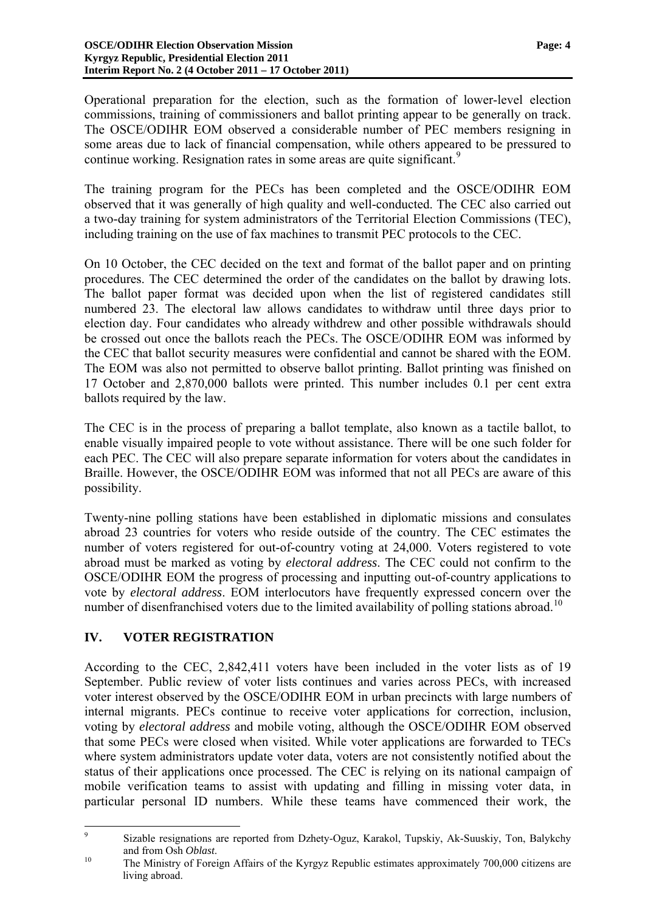Operational preparation for the election, such as the formation of lower-level election commissions, training of commissioners and ballot printing appear to be generally on track. The OSCE/ODIHR EOM observed a considerable number of PEC members resigning in some areas due to lack of financial compensation, while others appeared to be pressured to continue working. Resignation rates in some areas are quite significant.[9]

The training program for the PECs has been completed and the OSCE/ODIHR EOM observed that it was generally of high quality and well-conducted. The CEC also carried out a two-day training for system administrators of the Territorial Election Commissions (TEC), including training on the use of fax machines to transmit PEC protocols to the CEC.

On 10 October, the CEC decided on the text and format of the ballot paper and on printing procedures. The CEC determined the order of the candidates on the ballot by drawing lots. The ballot paper format was decided upon when the list of registered candidates still numbered 23. The electoral law allows candidates to withdraw until three days prior to election day. Four candidates who already withdrew and other possible withdrawals should be crossed out once the ballots reach the PECs. The OSCE/ODIHR EOM was informed by the CEC that ballot security measures were confidential and cannot be shared with the EOM. The EOM was also not permitted to observe ballot printing. Ballot printing was finished on 17 October and 2,870,000 ballots were printed. This number includes 0.1 per cent extra ballots required by the law.

The CEC is in the process of preparing a ballot template, also known as a tactile ballot, to enable visually impaired people to vote without assistance. There will be one such folder for each PEC. The CEC will also prepare separate information for voters about the candidates in Braille. However, the OSCE/ODIHR EOM was informed that not all PECs are aware of this possibility.

Twenty-nine polling stations have been established in diplomatic missions and consulates abroad 23 countries for voters who reside outside of the country. The CEC estimates the number of voters registered for out-of-country voting at 24,000. Voters registered to vote abroad must be marked as voting by *electoral address*. The CEC could not confirm to the OSCE/ODIHR EOM the progress of processing and inputting out-of-country applications to vote by *electoral address*. EOM interlocutors have frequently expressed concern over the number of disenfranchised voters due to the limited availability of polling stations abroad.[10]

## IV. VOTER REGISTRATION

According to the CEC, 2,842,411 voters have been included in the voter lists as of 19 September. Public review of voter lists continues and varies across PECs, with increased voter interest observed by the OSCE/ODIHR EOM in urban precincts with large numbers of internal migrants. PECs continue to receive voter applications for correction, inclusion, voting by *electoral address* and mobile voting, although the OSCE/ODIHR EOM observed that some PECs were closed when visited. While voter applications are forwarded to TECs where system administrators update voter data, voters are not consistently notified about the status of their applications once processed. The CEC is relying on its national campaign of mobile verification teams to assist with updating and filling in missing voter data, in particular personal ID numbers. While these teams have commenced their work, the

---

[9] Sizable resignations are reported from Dzhety-Oguz, Karakol, Tupskiy, Ak-Suuskiy, Ton, Balykchy and from Osh *Oblast.*

[10] The Ministry of Foreign Affairs of the Kyrgyz Republic estimates approximately 700,000 citizens are living abroad.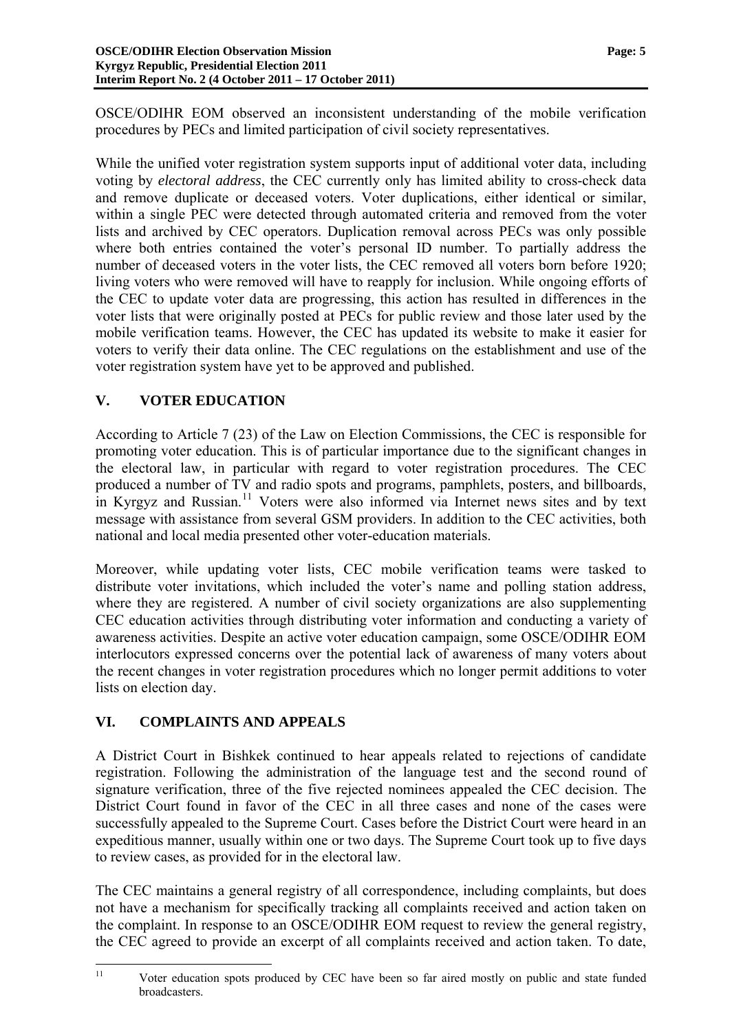OSCE/ODIHR EOM observed an inconsistent understanding of the mobile verification procedures by PECs and limited participation of civil society representatives.

While the unified voter registration system supports input of additional voter data, including voting by *electoral address*, the CEC currently only has limited ability to cross-check data and remove duplicate or deceased voters. Voter duplications, either identical or similar, within a single PEC were detected through automated criteria and removed from the voter lists and archived by CEC operators. Duplication removal across PECs was only possible where both entries contained the voter's personal ID number. To partially address the number of deceased voters in the voter lists, the CEC removed all voters born before 1920; living voters who were removed will have to reapply for inclusion. While ongoing efforts of the CEC to update voter data are progressing, this action has resulted in differences in the voter lists that were originally posted at PECs for public review and those later used by the mobile verification teams. However, the CEC has updated its website to make it easier for voters to verify their data online. The CEC regulations on the establishment and use of the voter registration system have yet to be approved and published.

## V. VOTER EDUCATION

According to Article 7 (23) of the Law on Election Commissions, the CEC is responsible for promoting voter education. This is of particular importance due to the significant changes in the electoral law, in particular with regard to voter registration procedures. The CEC produced a number of TV and radio spots and programs, pamphlets, posters, and billboards, in Kyrgyz and Russian.[11] Voters were also informed via Internet news sites and by text message with assistance from several GSM providers. In addition to the CEC activities, both national and local media presented other voter-education materials.

Moreover, while updating voter lists, CEC mobile verification teams were tasked to distribute voter invitations, which included the voter's name and polling station address, where they are registered. A number of civil society organizations are also supplementing CEC education activities through distributing voter information and conducting a variety of awareness activities. Despite an active voter education campaign, some OSCE/ODIHR EOM interlocutors expressed concerns over the potential lack of awareness of many voters about the recent changes in voter registration procedures which no longer permit additions to voter lists on election day.

## VI. COMPLAINTS AND APPEALS

A District Court in Bishkek continued to hear appeals related to rejections of candidate registration. Following the administration of the language test and the second round of signature verification, three of the five rejected nominees appealed the CEC decision. The District Court found in favor of the CEC in all three cases and none of the cases were successfully appealed to the Supreme Court. Cases before the District Court were heard in an expeditious manner, usually within one or two days. The Supreme Court took up to five days to review cases, as provided for in the electoral law.

The CEC maintains a general registry of all correspondence, including complaints, but does not have a mechanism for specifically tracking all complaints received and action taken on the complaint. In response to an OSCE/ODIHR EOM request to review the general registry, the CEC agreed to provide an excerpt of all complaints received and action taken. To date,

[11] Voter education spots produced by CEC have been so far aired mostly on public and state funded broadcasters.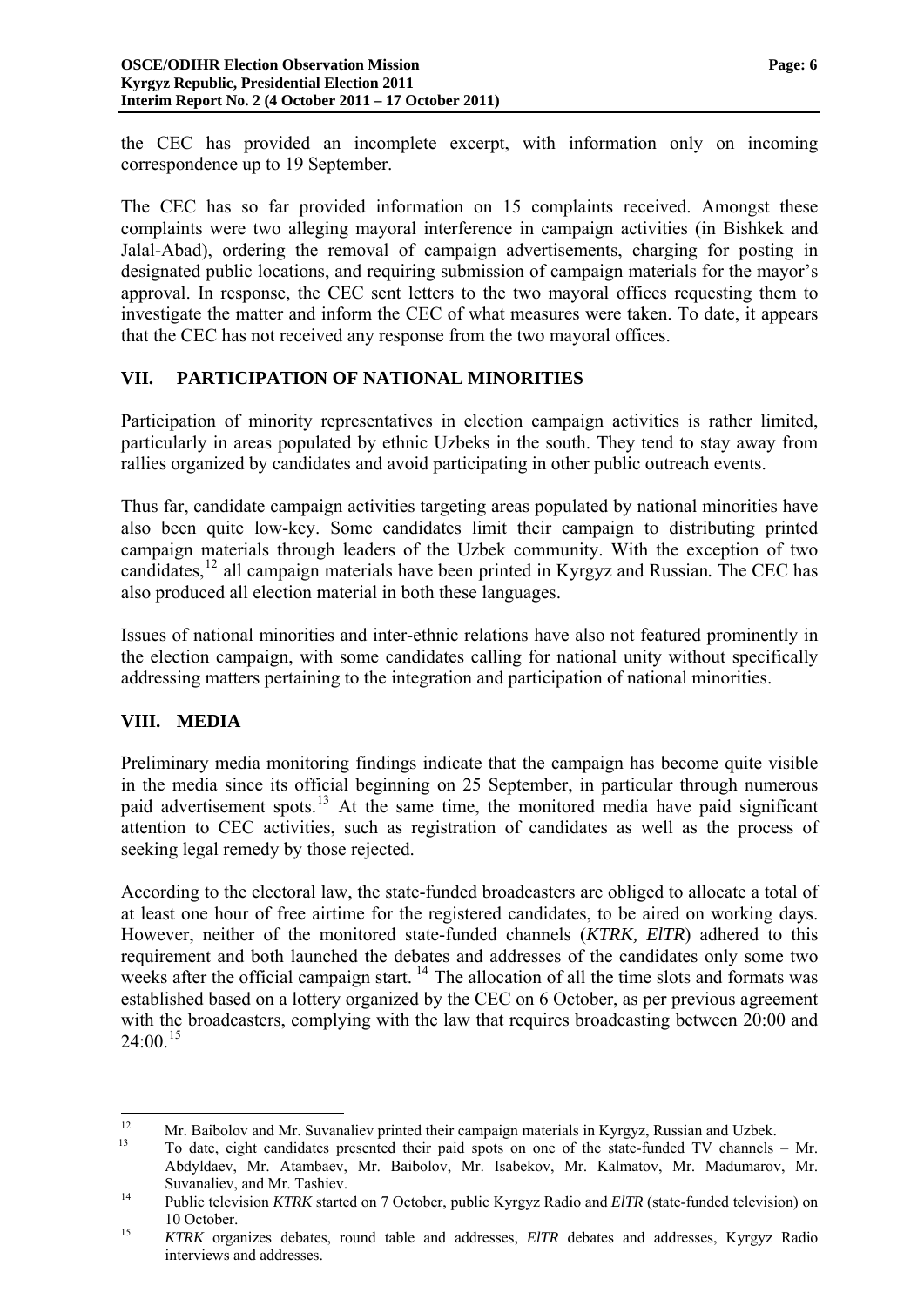the CEC has provided an incomplete excerpt, with information only on incoming correspondence up to 19 September.

The CEC has so far provided information on 15 complaints received. Amongst these complaints were two alleging mayoral interference in campaign activities (in Bishkek and Jalal-Abad), ordering the removal of campaign advertisements, charging for posting in designated public locations, and requiring submission of campaign materials for the mayor's approval. In response, the CEC sent letters to the two mayoral offices requesting them to investigate the matter and inform the CEC of what measures were taken. To date, it appears that the CEC has not received any response from the two mayoral offices.

## VII. PARTICIPATION OF NATIONAL MINORITIES

Participation of minority representatives in election campaign activities is rather limited, particularly in areas populated by ethnic Uzbeks in the south. They tend to stay away from rallies organized by candidates and avoid participating in other public outreach events.

Thus far, candidate campaign activities targeting areas populated by national minorities have also been quite low-key. Some candidates limit their campaign to distributing printed campaign materials through leaders of the Uzbek community. With the exception of two candidates,[12] all campaign materials have been printed in Kyrgyz and Russian. The CEC has also produced all election material in both these languages.

Issues of national minorities and inter-ethnic relations have also not featured prominently in the election campaign, with some candidates calling for national unity without specifically addressing matters pertaining to the integration and participation of national minorities.

## VIII. MEDIA

Preliminary media monitoring findings indicate that the campaign has become quite visible in the media since its official beginning on 25 September, in particular through numerous paid advertisement spots.[13] At the same time, the monitored media have paid significant attention to CEC activities, such as registration of candidates as well as the process of seeking legal remedy by those rejected.

According to the electoral law, the state-funded broadcasters are obliged to allocate a total of at least one hour of free airtime for the registered candidates, to be aired on working days. However, neither of the monitored state-funded channels (*KTRK*, *ElTR*) adhered to this requirement and both launched the debates and addresses of the candidates only some two weeks after the official campaign start.[14] The allocation of all the time slots and formats was established based on a lottery organized by the CEC on 6 October, as per previous agreement with the broadcasters, complying with the law that requires broadcasting between 20:00 and 24:00.[15]

---

[12] Mr. Baibolov and Mr. Suvanaliev printed their campaign materials in Kyrgyz, Russian and Uzbek.

[13] To date, eight candidates presented their paid spots on one of the state-funded TV channels – Mr. Abdyldaev, Mr. Atambaev, Mr. Baibolov, Mr. Isabekov, Mr. Kalmatov, Mr. Madumarov, Mr. Suvanaliev, and Mr. Tashiev.

[14] Public television *KTRK* started on 7 October, public Kyrgyz Radio and *ElTR* (state-funded television) on 10 October.

[15] *KTRK* organizes debates, round table and addresses, *ElTR* debates and addresses, Kyrgyz Radio interviews and addresses.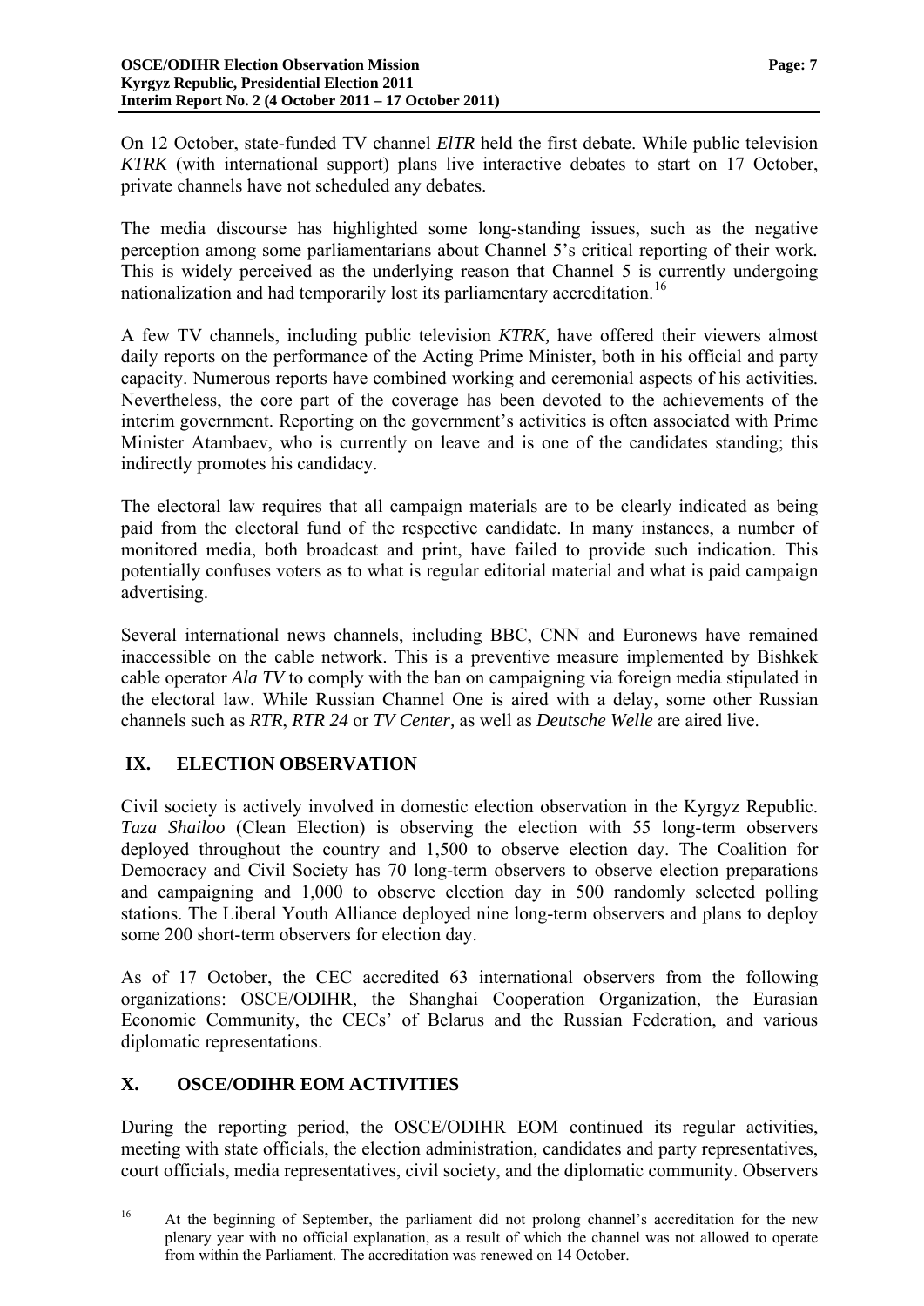On 12 October, state-funded TV channel *ElTR* held the first debate. While public television *KTRK* (with international support) plans live interactive debates to start on 17 October, private channels have not scheduled any debates.

The media discourse has highlighted some long-standing issues, such as the negative perception among some parliamentarians about Channel 5's critical reporting of their work. This is widely perceived as the underlying reason that Channel 5 is currently undergoing nationalization and had temporarily lost its parliamentary accreditation.[16]

A few TV channels, including public television *KTRK,* have offered their viewers almost daily reports on the performance of the Acting Prime Minister, both in his official and party capacity. Numerous reports have combined working and ceremonial aspects of his activities. Nevertheless, the core part of the coverage has been devoted to the achievements of the interim government. Reporting on the government's activities is often associated with Prime Minister Atambaev, who is currently on leave and is one of the candidates standing; this indirectly promotes his candidacy.

The electoral law requires that all campaign materials are to be clearly indicated as being paid from the electoral fund of the respective candidate. In many instances, a number of monitored media, both broadcast and print, have failed to provide such indication. This potentially confuses voters as to what is regular editorial material and what is paid campaign advertising.

Several international news channels, including BBC, CNN and Euronews have remained inaccessible on the cable network. This is a preventive measure implemented by Bishkek cable operator *Ala TV* to comply with the ban on campaigning via foreign media stipulated in the electoral law. While Russian Channel One is aired with a delay, some other Russian channels such as *RTR*, *RTR 24* or *TV Center,* as well as *Deutsche Welle* are aired live.

## IX. ELECTION OBSERVATION

Civil society is actively involved in domestic election observation in the Kyrgyz Republic. *Taza Shailoo* (Clean Election) is observing the election with 55 long-term observers deployed throughout the country and 1,500 to observe election day. The Coalition for Democracy and Civil Society has 70 long-term observers to observe election preparations and campaigning and 1,000 to observe election day in 500 randomly selected polling stations. The Liberal Youth Alliance deployed nine long-term observers and plans to deploy some 200 short-term observers for election day.

As of 17 October, the CEC accredited 63 international observers from the following organizations: OSCE/ODIHR, the Shanghai Cooperation Organization, the Eurasian Economic Community, the CECs' of Belarus and the Russian Federation, and various diplomatic representations.

## X. OSCE/ODIHR EOM ACTIVITIES

During the reporting period, the OSCE/ODIHR EOM continued its regular activities, meeting with state officials, the election administration, candidates and party representatives, court officials, media representatives, civil society, and the diplomatic community. Observers

---

[16] At the beginning of September, the parliament did not prolong channel's accreditation for the new plenary year with no official explanation, as a result of which the channel was not allowed to operate from within the Parliament. The accreditation was renewed on 14 October.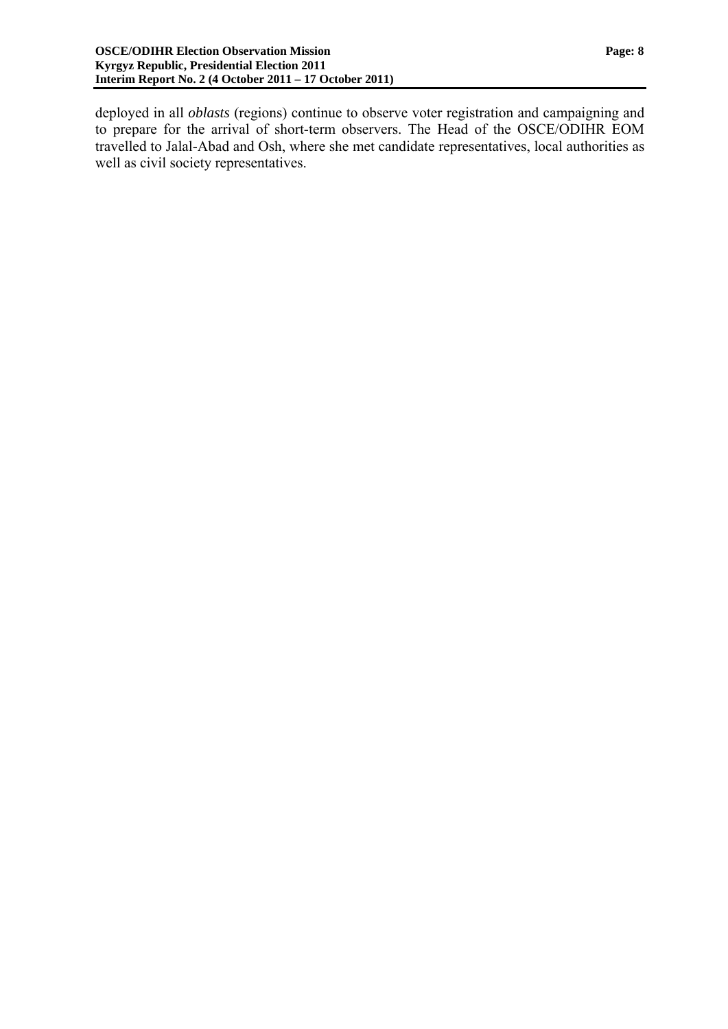deployed in all *oblasts* (regions) continue to observe voter registration and campaigning and to prepare for the arrival of short-term observers. The Head of the OSCE/ODIHR EOM travelled to Jalal-Abad and Osh, where she met candidate representatives, local authorities as well as civil society representatives.